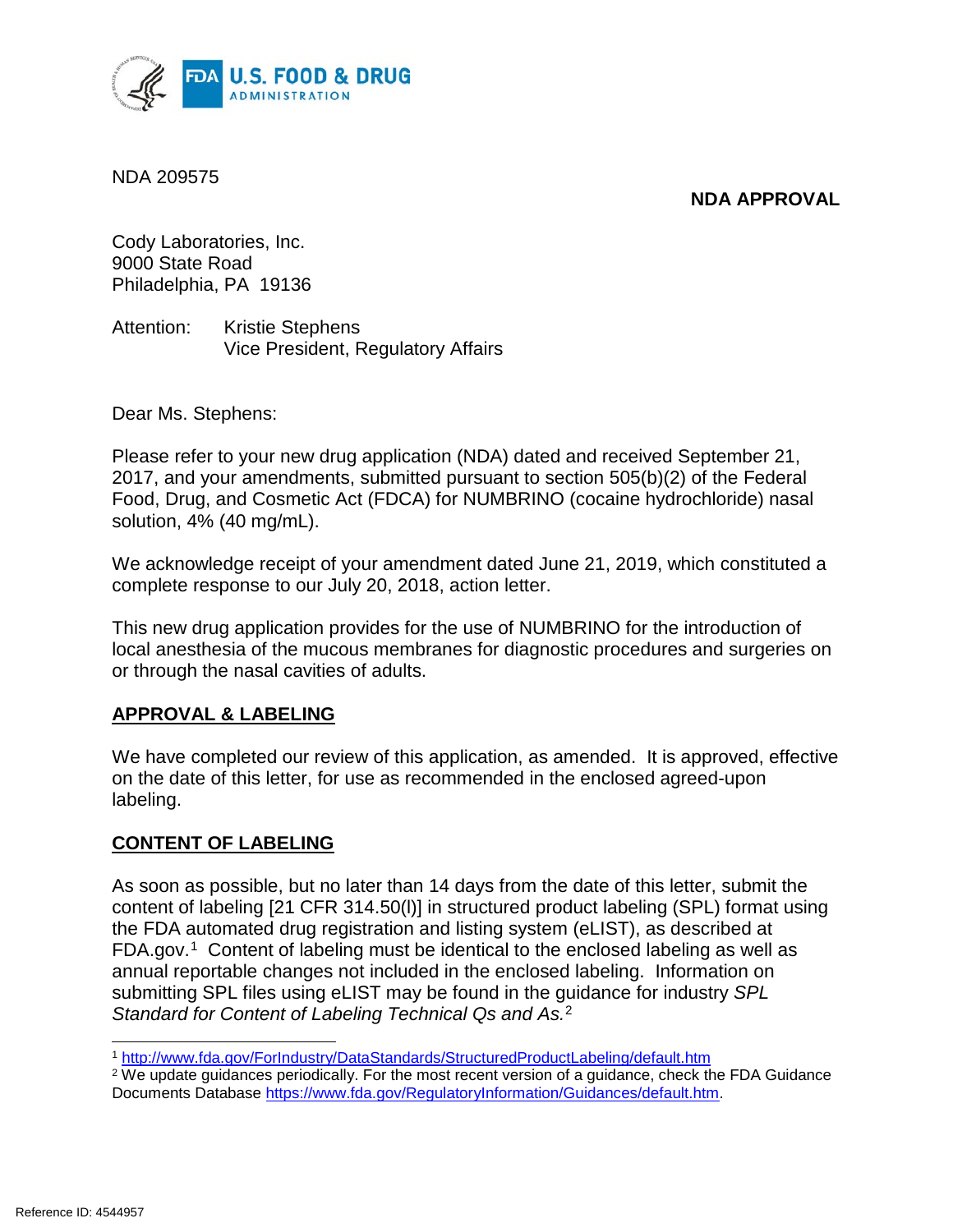NDA 209575

**NDA APPROVAL**

Cody Laboratories, Inc.
9000 State Road
Philadelphia, PA 19136

Attention: Kristie Stephens
Vice President, Regulatory Affairs

Dear Ms. Stephens:

Please refer to your new drug application (NDA) dated and received September 21, 2017, and your amendments, submitted pursuant to section 505(b)(2) of the Federal Food, Drug, and Cosmetic Act (FDCA) for NUMBRINO (cocaine hydrochloride) nasal solution, 4% (40 mg/mL).

We acknowledge receipt of your amendment dated June 21, 2019, which constituted a complete response to our July 20, 2018, action letter.

This new drug application provides for the use of NUMBRINO for the introduction of local anesthesia of the mucous membranes for diagnostic procedures and surgeries on or through the nasal cavities of adults.

## APPROVAL & LABELING

We have completed our review of this application, as amended. It is approved, effective on the date of this letter, for use as recommended in the enclosed agreed-upon labeling.

## CONTENT OF LABELING

As soon as possible, but no later than 14 days from the date of this letter, submit the content of labeling [21 CFR 314.50(l)] in structured product labeling (SPL) format using the FDA automated drug registration and listing system (eLIST), as described at FDA.gov.[1] Content of labeling must be identical to the enclosed labeling as well as annual reportable changes not included in the enclosed labeling. Information on submitting SPL files using eLIST may be found in the guidance for industry *SPL Standard for Content of Labeling Technical Qs and As.*[2]

[1] http://www.fda.gov/ForIndustry/DataStandards/StructuredProductLabeling/default.htm

[2] We update guidances periodically. For the most recent version of a guidance, check the FDA Guidance Documents Database https://www.fda.gov/RegulatoryInformation/Guidances/default.htm.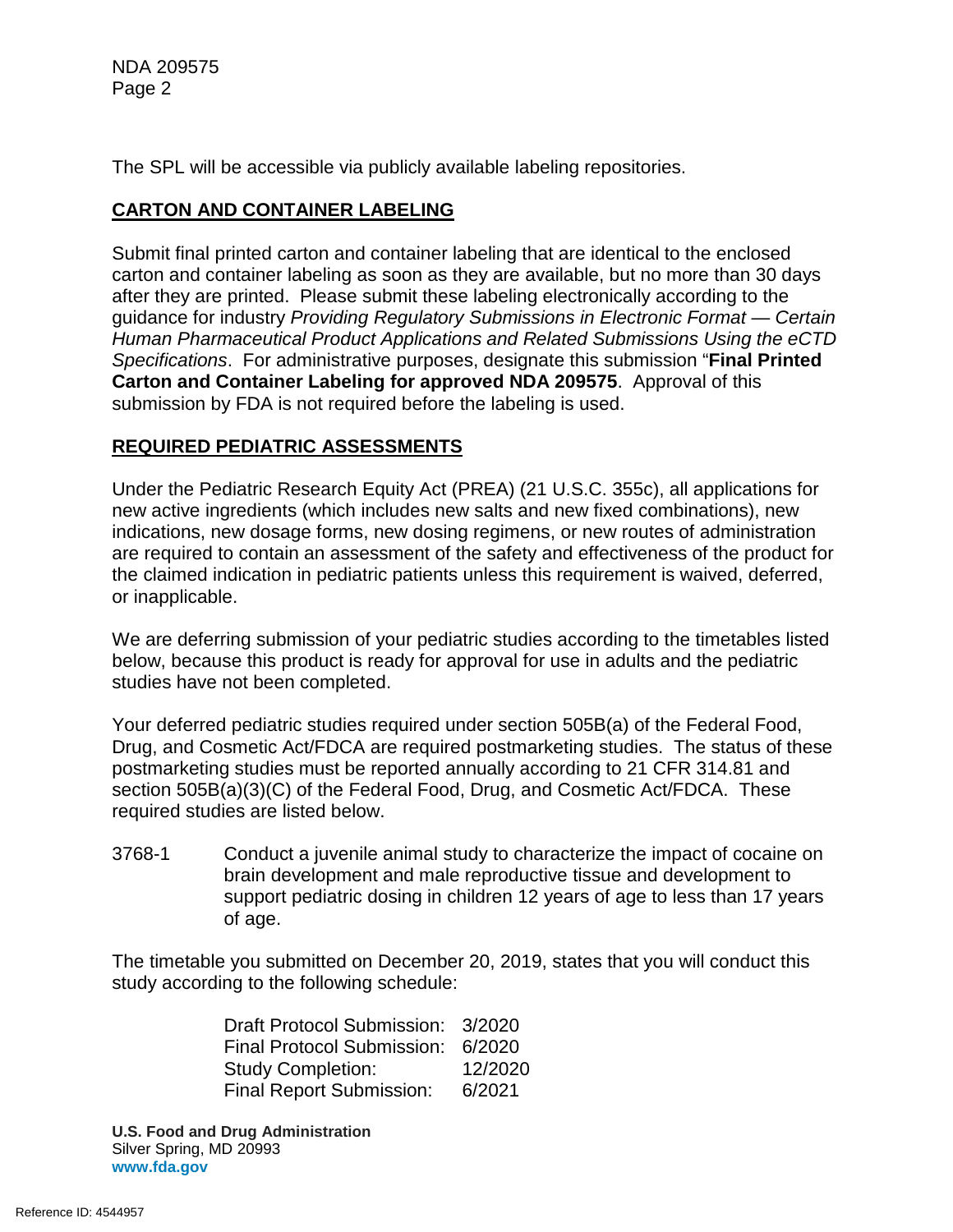The SPL will be accessible via publicly available labeling repositories.

## CARTON AND CONTAINER LABELING

Submit final printed carton and container labeling that are identical to the enclosed carton and container labeling as soon as they are available, but no more than 30 days after they are printed. Please submit these labeling electronically according to the guidance for industry *Providing Regulatory Submissions in Electronic Format — Certain Human Pharmaceutical Product Applications and Related Submissions Using the eCTD Specifications*. For administrative purposes, designate this submission "**Final Printed Carton and Container Labeling for approved NDA 209575**. Approval of this submission by FDA is not required before the labeling is used.

## REQUIRED PEDIATRIC ASSESSMENTS

Under the Pediatric Research Equity Act (PREA) (21 U.S.C. 355c), all applications for new active ingredients (which includes new salts and new fixed combinations), new indications, new dosage forms, new dosing regimens, or new routes of administration are required to contain an assessment of the safety and effectiveness of the product for the claimed indication in pediatric patients unless this requirement is waived, deferred, or inapplicable.

We are deferring submission of your pediatric studies according to the timetables listed below, because this product is ready for approval for use in adults and the pediatric studies have not been completed.

Your deferred pediatric studies required under section 505B(a) of the Federal Food, Drug, and Cosmetic Act/FDCA are required postmarketing studies. The status of these postmarketing studies must be reported annually according to 21 CFR 314.81 and section 505B(a)(3)(C) of the Federal Food, Drug, and Cosmetic Act/FDCA. These required studies are listed below.

3768-1 Conduct a juvenile animal study to characterize the impact of cocaine on brain development and male reproductive tissue and development to support pediatric dosing in children 12 years of age to less than 17 years of age.

The timetable you submitted on December 20, 2019, states that you will conduct this study according to the following schedule:

| | |
|---|---|
| Draft Protocol Submission: | 3/2020 |
| Final Protocol Submission: | 6/2020 |
| Study Completion: | 12/2020 |
| Final Report Submission: | 6/2021 |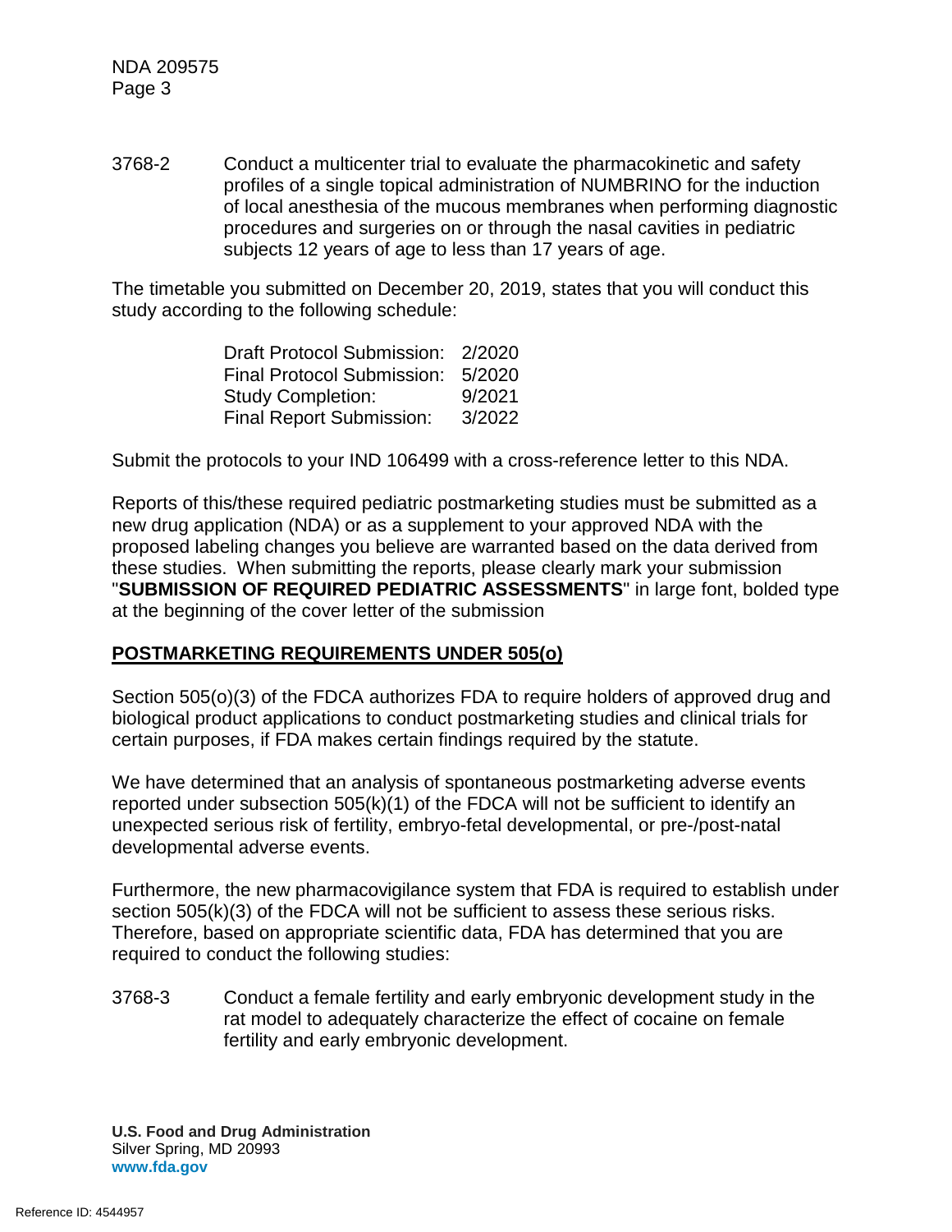3768-2 Conduct a multicenter trial to evaluate the pharmacokinetic and safety profiles of a single topical administration of NUMBRINO for the induction of local anesthesia of the mucous membranes when performing diagnostic procedures and surgeries on or through the nasal cavities in pediatric subjects 12 years of age to less than 17 years of age.

The timetable you submitted on December 20, 2019, states that you will conduct this study according to the following schedule:

Draft Protocol Submission: 2/2020
Final Protocol Submission: 5/2020
Study Completion: 9/2021
Final Report Submission: 3/2022

Submit the protocols to your IND 106499 with a cross-reference letter to this NDA.

Reports of this/these required pediatric postmarketing studies must be submitted as a new drug application (NDA) or as a supplement to your approved NDA with the proposed labeling changes you believe are warranted based on the data derived from these studies. When submitting the reports, please clearly mark your submission "**SUBMISSION OF REQUIRED PEDIATRIC ASSESSMENTS**" in large font, bolded type at the beginning of the cover letter of the submission

## POSTMARKETING REQUIREMENTS UNDER 505(o)

Section 505(o)(3) of the FDCA authorizes FDA to require holders of approved drug and biological product applications to conduct postmarketing studies and clinical trials for certain purposes, if FDA makes certain findings required by the statute.

We have determined that an analysis of spontaneous postmarketing adverse events reported under subsection 505(k)(1) of the FDCA will not be sufficient to identify an unexpected serious risk of fertility, embryo-fetal developmental, or pre-/post-natal developmental adverse events.

Furthermore, the new pharmacovigilance system that FDA is required to establish under section 505(k)(3) of the FDCA will not be sufficient to assess these serious risks. Therefore, based on appropriate scientific data, FDA has determined that you are required to conduct the following studies:

3768-3 Conduct a female fertility and early embryonic development study in the rat model to adequately characterize the effect of cocaine on female fertility and early embryonic development.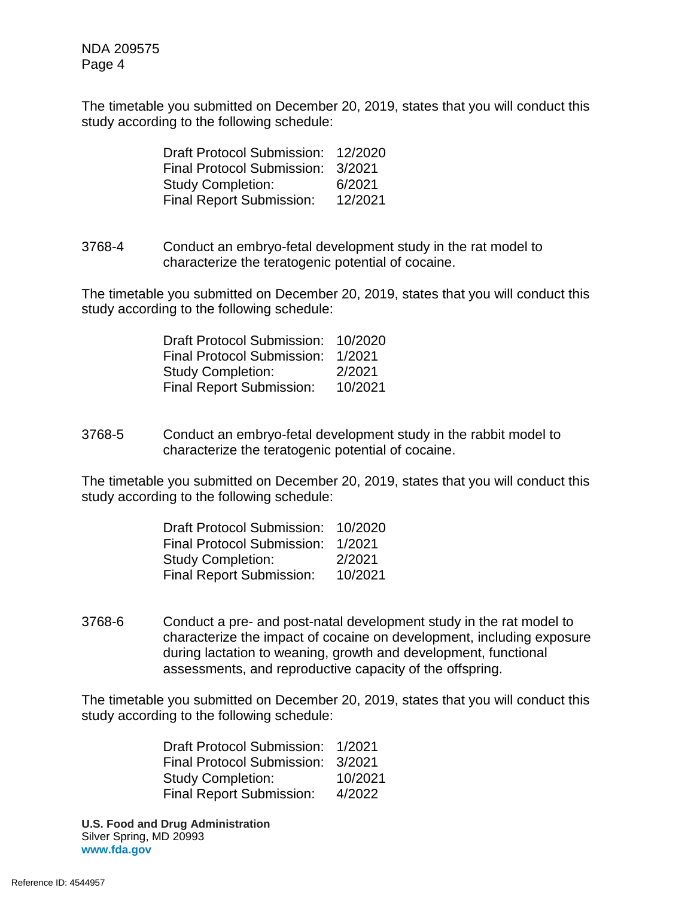The timetable you submitted on December 20, 2019, states that you will conduct this study according to the following schedule:

| | |
|---|---|
| Draft Protocol Submission: | 12/2020 |
| Final Protocol Submission: | 3/2021 |
| Study Completion: | 6/2021 |
| Final Report Submission: | 12/2021 |

3768-4 Conduct an embryo-fetal development study in the rat model to characterize the teratogenic potential of cocaine.

The timetable you submitted on December 20, 2019, states that you will conduct this study according to the following schedule:

| | |
|---|---|
| Draft Protocol Submission: | 10/2020 |
| Final Protocol Submission: | 1/2021 |
| Study Completion: | 2/2021 |
| Final Report Submission: | 10/2021 |

3768-5 Conduct an embryo-fetal development study in the rabbit model to characterize the teratogenic potential of cocaine.

The timetable you submitted on December 20, 2019, states that you will conduct this study according to the following schedule:

| | |
|---|---|
| Draft Protocol Submission: | 10/2020 |
| Final Protocol Submission: | 1/2021 |
| Study Completion: | 2/2021 |
| Final Report Submission: | 10/2021 |

3768-6 Conduct a pre- and post-natal development study in the rat model to characterize the impact of cocaine on development, including exposure during lactation to weaning, growth and development, functional assessments, and reproductive capacity of the offspring.

The timetable you submitted on December 20, 2019, states that you will conduct this study according to the following schedule:

| | |
|---|---|
| Draft Protocol Submission: | 1/2021 |
| Final Protocol Submission: | 3/2021 |
| Study Completion: | 10/2021 |
| Final Report Submission: | 4/2022 |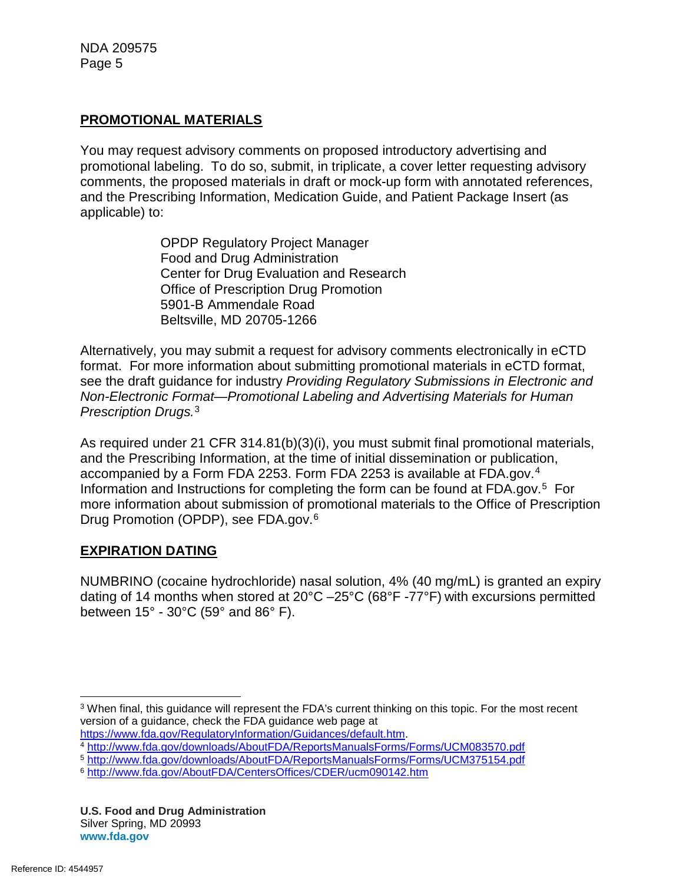## PROMOTIONAL MATERIALS

You may request advisory comments on proposed introductory advertising and promotional labeling. To do so, submit, in triplicate, a cover letter requesting advisory comments, the proposed materials in draft or mock-up form with annotated references, and the Prescribing Information, Medication Guide, and Patient Package Insert (as applicable) to:

OPDP Regulatory Project Manager
Food and Drug Administration
Center for Drug Evaluation and Research
Office of Prescription Drug Promotion
5901-B Ammendale Road
Beltsville, MD 20705-1266

Alternatively, you may submit a request for advisory comments electronically in eCTD format. For more information about submitting promotional materials in eCTD format, see the draft guidance for industry *Providing Regulatory Submissions in Electronic and Non-Electronic Format—Promotional Labeling and Advertising Materials for Human Prescription Drugs.*[3]

As required under 21 CFR 314.81(b)(3)(i), you must submit final promotional materials, and the Prescribing Information, at the time of initial dissemination or publication, accompanied by a Form FDA 2253. Form FDA 2253 is available at FDA.gov.[4] Information and Instructions for completing the form can be found at FDA.gov.[5] For more information about submission of promotional materials to the Office of Prescription Drug Promotion (OPDP), see FDA.gov.[6]

## EXPIRATION DATING

NUMBRINO (cocaine hydrochloride) nasal solution, 4% (40 mg/mL) is granted an expiry dating of 14 months when stored at 20°C –25°C (68°F -77°F) with excursions permitted between 15° - 30°C (59° and 86° F).

---

[3] When final, this guidance will represent the FDA's current thinking on this topic. For the most recent version of a guidance, check the FDA guidance web page at https://www.fda.gov/RegulatoryInformation/Guidances/default.htm.

[4] http://www.fda.gov/downloads/AboutFDA/ReportsManualsForms/Forms/UCM083570.pdf

[5] http://www.fda.gov/downloads/AboutFDA/ReportsManualsForms/Forms/UCM375154.pdf

[6] http://www.fda.gov/AboutFDA/CentersOffices/CDER/ucm090142.htm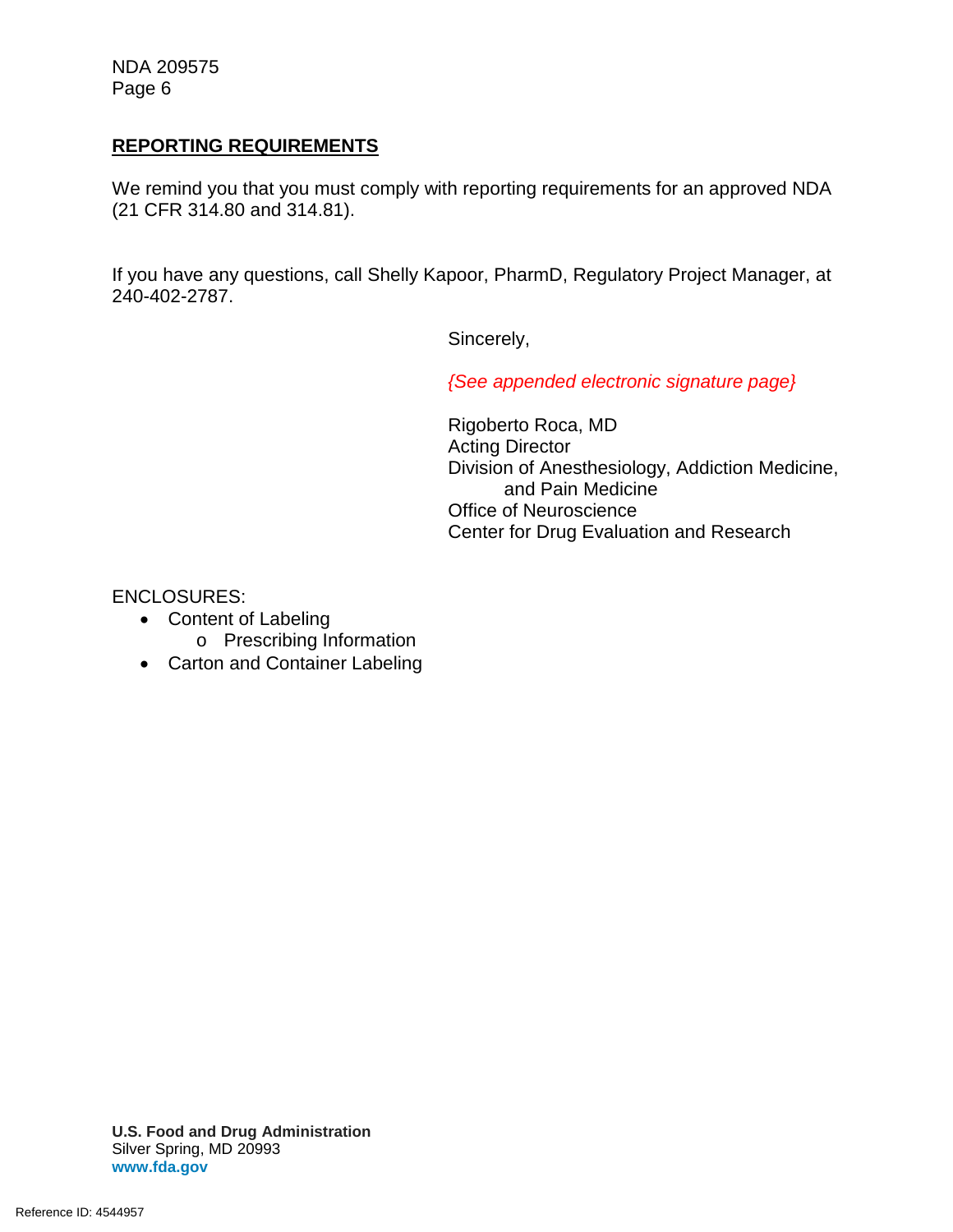## REPORTING REQUIREMENTS

We remind you that you must comply with reporting requirements for an approved NDA (21 CFR 314.80 and 314.81).

If you have any questions, call Shelly Kapoor, PharmD, Regulatory Project Manager, at 240-402-2787.

Sincerely,

*{See appended electronic signature page}*

Rigoberto Roca, MD
Acting Director
Division of Anesthesiology, Addiction Medicine, and Pain Medicine
Office of Neuroscience
Center for Drug Evaluation and Research

ENCLOSURES:

- Content of Labeling
  - Prescribing Information
- Carton and Container Labeling

**U.S. Food and Drug Administration**
Silver Spring, MD 20993
**www.fda.gov**

Reference ID: 4544957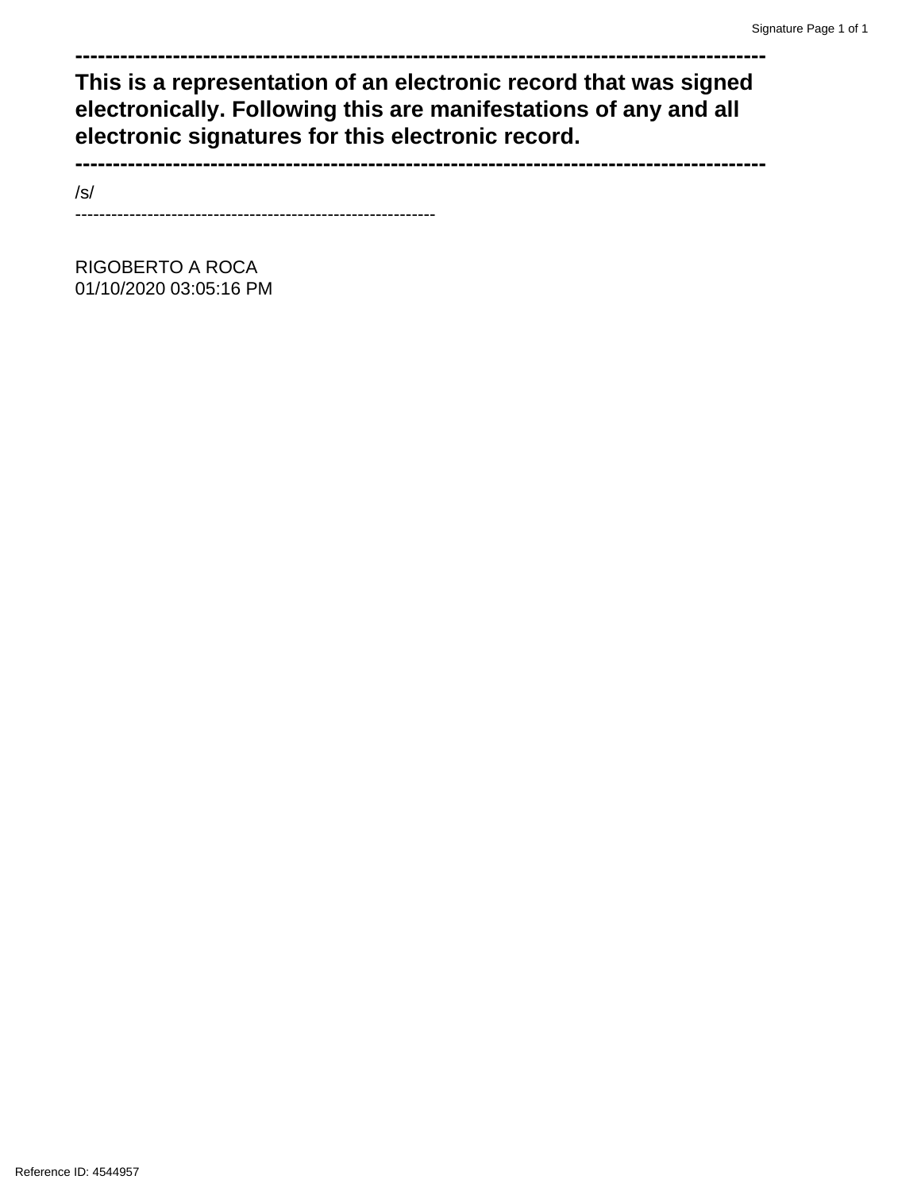---

**This is a representation of an electronic record that was signed electronically. Following this are manifestations of any and all electronic signatures for this electronic record.**

---

/s/

------------------------------------------------------------

RIGOBERTO A ROCA
01/10/2020 03:05:16 PM

Reference ID: 4544957